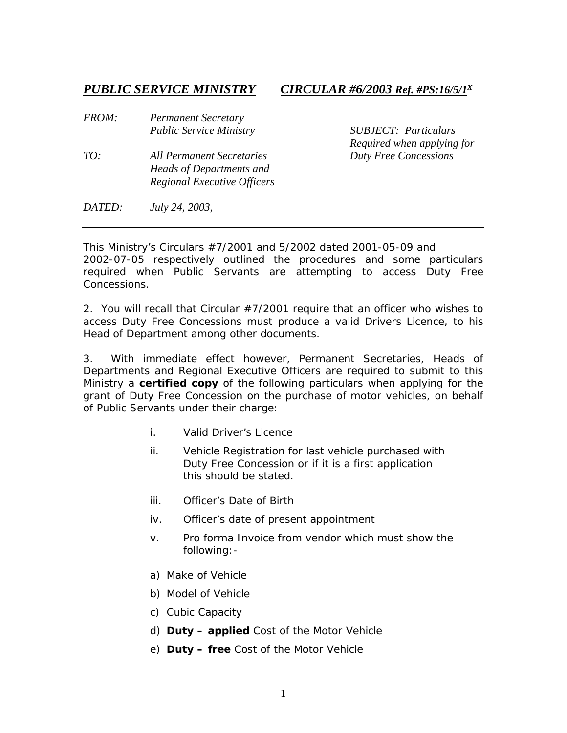***PUBLIC SERVICE MINISTRY*** ***CIRCULAR #6/2003 Ref. #PS:16/5/1[x]***

*FROM:* *Permanent Secretary*
*Public Service Ministry*

*TO:* *All Permanent Secretaries*
*Heads of Departments and*
*Regional Executive Officers*

*DATED:* *July 24, 2003,*

*SUBJECT: Particulars Required when applying for Duty Free Concessions*

---

This Ministry's Circulars #7/2001 and 5/2002 dated 2001-05-09 and 2002-07-05 respectively outlined the procedures and some particulars required when Public Servants are attempting to access Duty Free Concessions.

2. You will recall that Circular #7/2001 require that an officer who wishes to access Duty Free Concessions must produce a valid Drivers Licence, to his Head of Department among other documents.

3. With immediate effect however, Permanent Secretaries, Heads of Departments and Regional Executive Officers are required to submit to this Ministry a **certified copy** of the following particulars when applying for the grant of Duty Free Concession on the purchase of motor vehicles, on behalf of Public Servants under their charge:

i. Valid Driver's Licence

ii. Vehicle Registration for last vehicle purchased with Duty Free Concession or if it is a first application this should be stated.

iii. Officer's Date of Birth

iv. Officer's date of present appointment

v. Pro forma Invoice from vendor which must show the following:-

a) Make of Vehicle

b) Model of Vehicle

c) Cubic Capacity

d) **Duty – applied** Cost of the Motor Vehicle

e) **Duty – free** Cost of the Motor Vehicle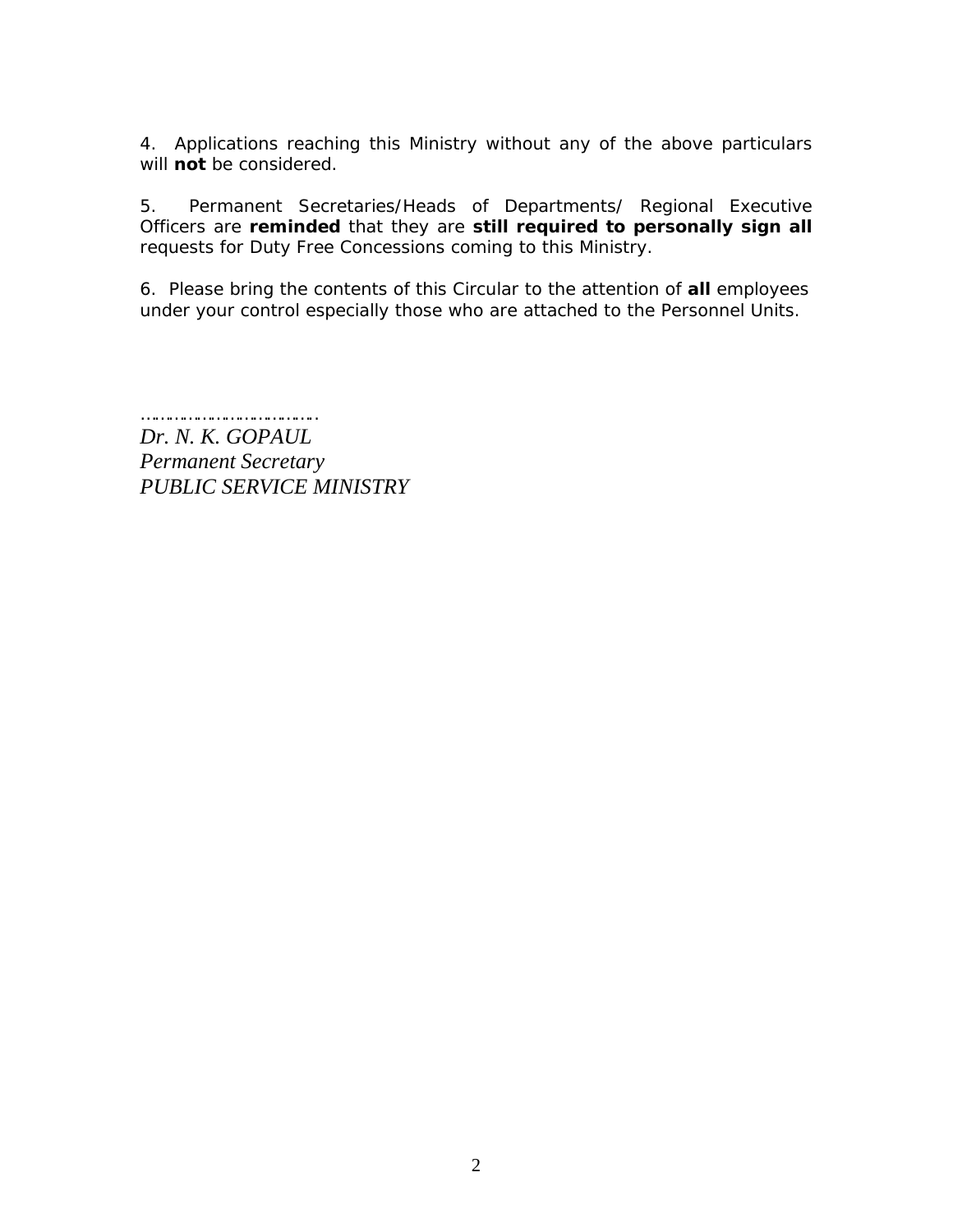4. Applications reaching this Ministry without any of the above particulars will **not** be considered.

5. Permanent Secretaries/Heads of Departments/ Regional Executive Officers are **reminded** that they are **still required to personally sign all** requests for Duty Free Concessions coming to this Ministry.

6. Please bring the contents of this Circular to the attention of **all** employees under your control especially those who are attached to the Personnel Units.

……………………………

*Dr. N. K. GOPAUL*
*Permanent Secretary*
*PUBLIC SERVICE MINISTRY*